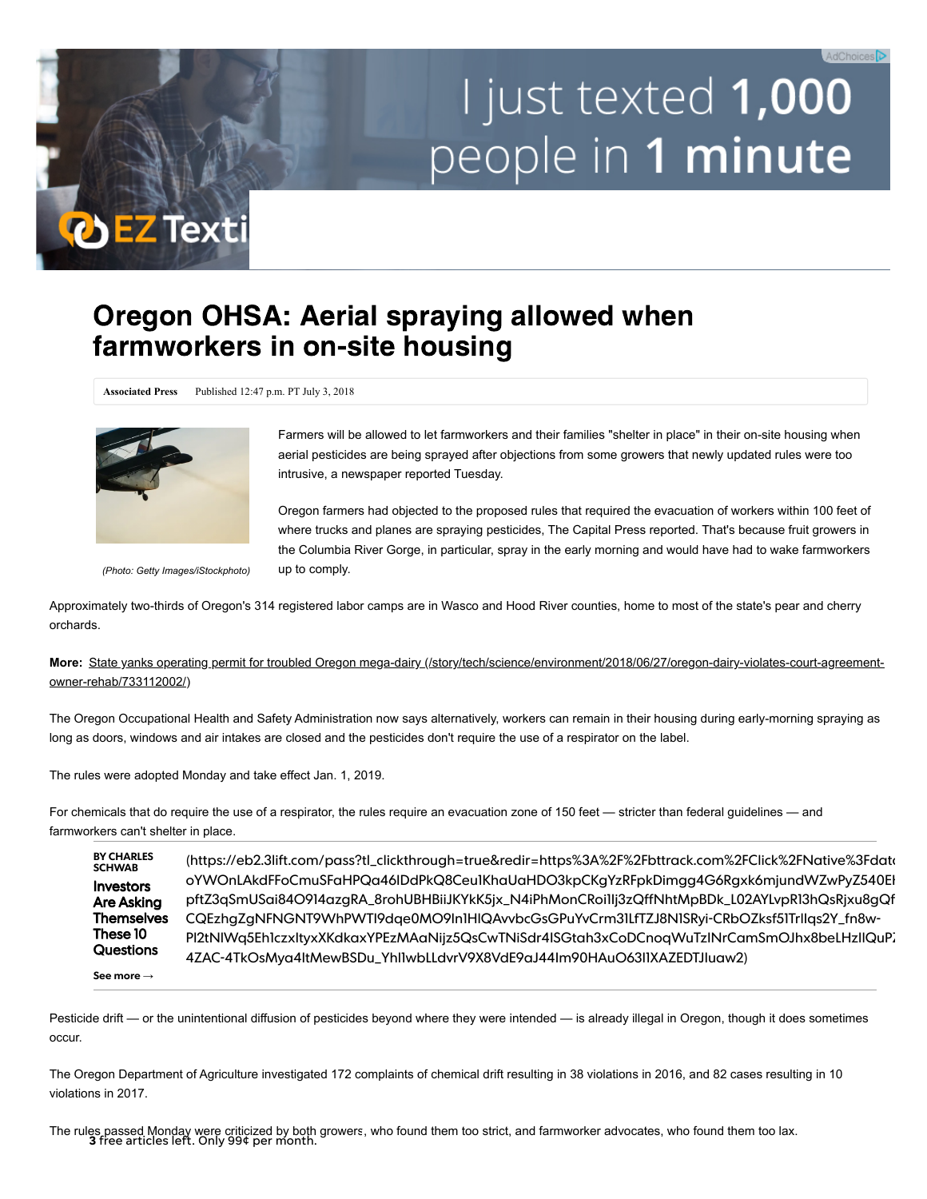# Oregon OHSA: Aerial spraying allowed when farmworkers in on-site housing

**Associated Press** Published 12:47 p.m. PT July 3, 2018

(Photo: Getty Images/iStockphoto)

Farmers will be allowed to let farmworkers and their families "shelter in place" in their on-site housing when aerial pesticides are being sprayed after objections from some growers that newly updated rules were too intrusive, a newspaper reported Tuesday.

Oregon farmers had objected to the proposed rules that required the evacuation of workers within 100 feet of where trucks and planes are spraying pesticides, The Capital Press reported. That's because fruit growers in the Columbia River Gorge, in particular, spray in the early morning and would have had to wake farmworkers up to comply.

Approximately two-thirds of Oregon's 314 registered labor camps are in Wasco and Hood River counties, home to most of the state's pear and cherry orchards.

**More:** State yanks operating permit for troubled Oregon mega-dairy (/story/tech/science/environment/2018/06/27/oregon-dairy-violates-court-agreement-owner-rehab/733112002/)

The Oregon Occupational Health and Safety Administration now says alternatively, workers can remain in their housing during early-morning spraying as long as doors, windows and air intakes are closed and the pesticides don't require the use of a respirator on the label.

The rules were adopted Monday and take effect Jan. 1, 2019.

For chemicals that do require the use of a respirator, the rules require an evacuation zone of 150 feet — stricter than federal guidelines — and farmworkers can't shelter in place.

Pesticide drift — or the unintentional diffusion of pesticides beyond where they were intended — is already illegal in Oregon, though it does sometimes occur.

The Oregon Department of Agriculture investigated 172 complaints of chemical drift resulting in 38 violations in 2016, and 82 cases resulting in 10 violations in 2017.

The rules passed Monday were criticized by both growers, who found them too strict, and farmworker advocates, who found them too lax.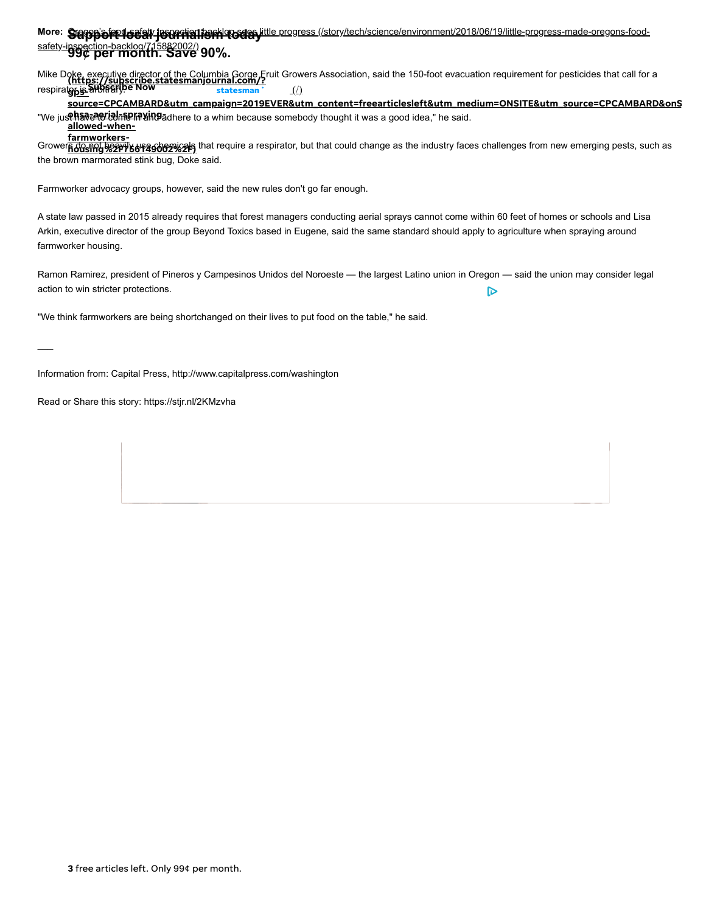More: Oregon's food-safety inspection backlog sees little progress (/story/tech/science/environment/2018/06/19/little-progress-made-oregons-food-safety-inspection-backlog/715882002/)

Mike Doke, executive director of the Columbia Gorge Fruit Growers Association, said the 150-foot evacuation requirement for pesticides that call for a respirator is arbitrary.

"We just have to come in and adhere to a whim because somebody thought it was a good idea," he said.

Growers do not heavily use chemicals that require a respirator, but that could change as the industry faces challenges from new emerging pests, such as the brown marmorated stink bug, Doke said.

Farmworker advocacy groups, however, said the new rules don't go far enough.

A state law passed in 2015 already requires that forest managers conducting aerial sprays cannot come within 60 feet of homes or schools and Lisa Arkin, executive director of the group Beyond Toxics based in Eugene, said the same standard should apply to agriculture when spraying around farmworker housing.

Ramon Ramirez, president of Pineros y Campesinos Unidos del Noroeste — the largest Latino union in Oregon — said the union may consider legal action to win stricter protections.

"We think farmworkers are being shortchanged on their lives to put food on the table," he said.

___

Information from: Capital Press, http://www.capitalpress.com/washington

Read or Share this story: https://stjr.nl/2KMzvha